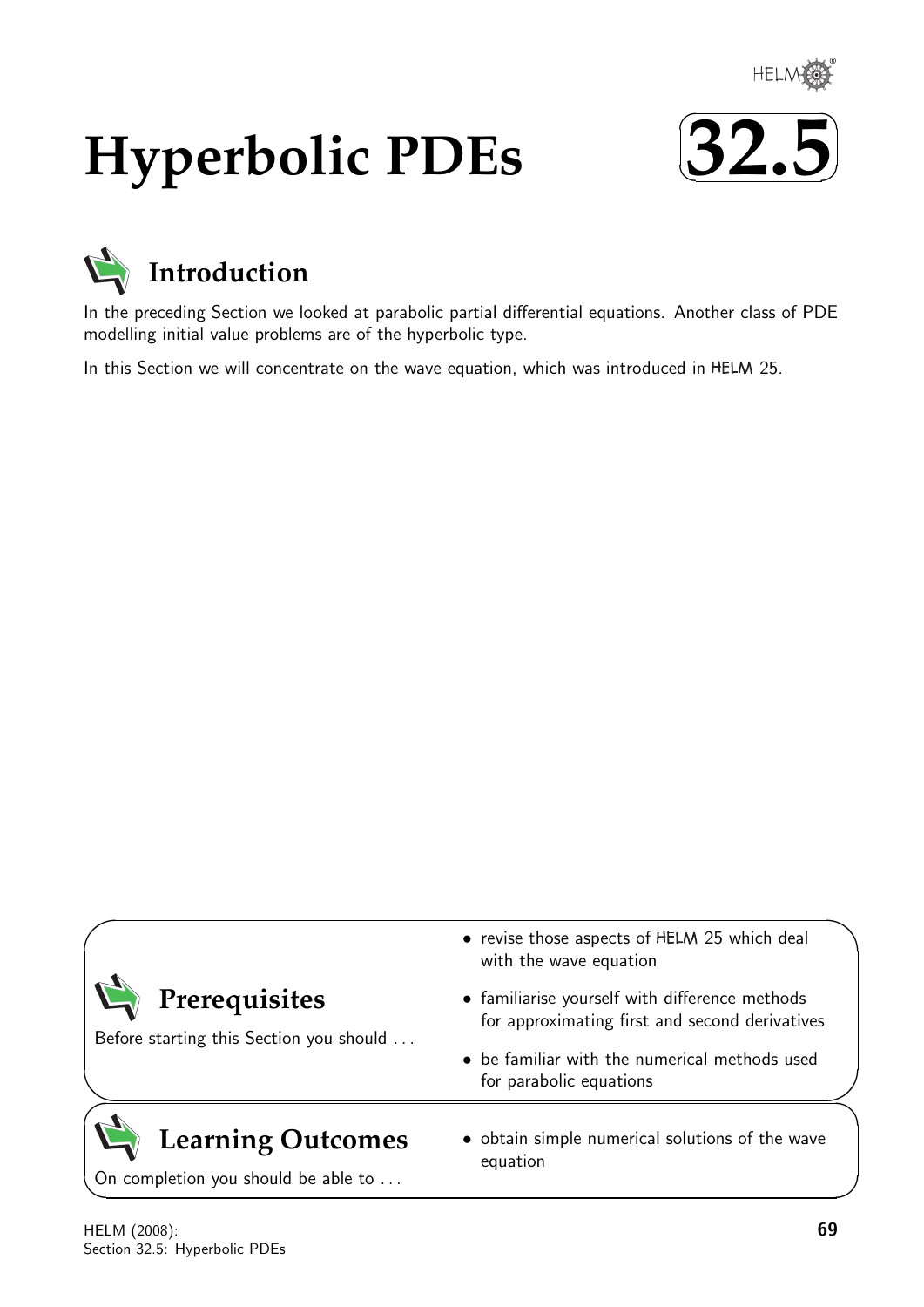# Hyperbolic PDEs

# 32.5

## Introduction

In the preceding Section we looked at parabolic partial differential equations. Another class of PDE modelling initial value problems are of the hyperbolic type.

In this Section we will concentrate on the wave equation, which was introduced in HELM 25.

## Prerequisites

Before starting this Section you should . . .

- revise those aspects of HELM 25 which deal with the wave equation
- familiarise yourself with difference methods for approximating first and second derivatives
- be familiar with the numerical methods used for parabolic equations

## Learning Outcomes

On completion you should be able to . . .

- obtain simple numerical solutions of the wave equation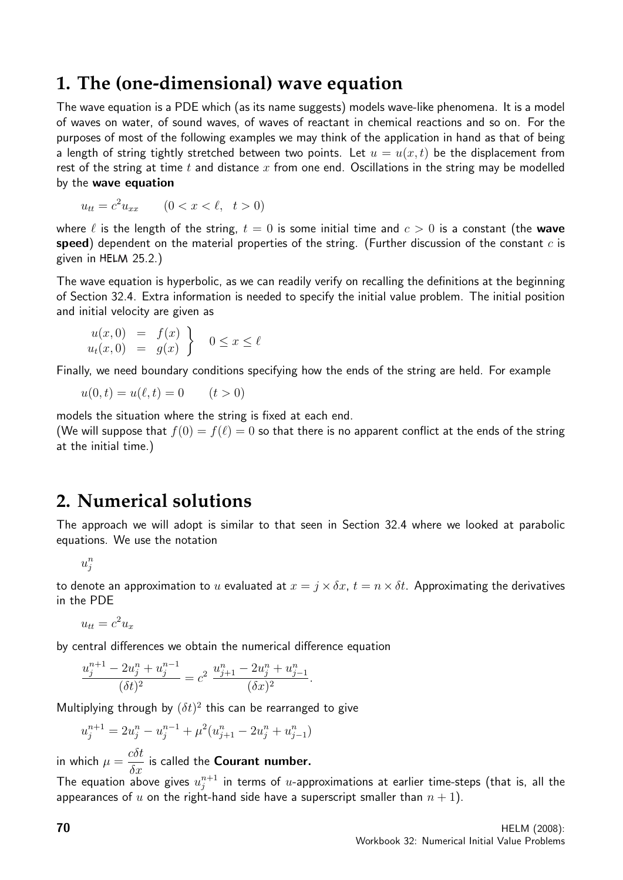## 1. The (one-dimensional) wave equation

The wave equation is a PDE which (as its name suggests) models wave-like phenomena. It is a model of waves on water, of sound waves, of waves of reactant in chemical reactions and so on. For the purposes of most of the following examples we may think of the application in hand as that of being a length of string tightly stretched between two points. Let $u = u(x, t)$ be the displacement from rest of the string at time $t$ and distance $x$ from one end. Oscillations in the string may be modelled by the **wave equation**

$$u_{tt} = c^2 u_{xx} \qquad (0 < x < \ell, \quad t > 0)$$

where $\ell$ is the length of the string, $t = 0$ is some initial time and $c > 0$ is a constant (the **wave speed**) dependent on the material properties of the string. (Further discussion of the constant $c$ is given in HELM 25.2.)

The wave equation is hyperbolic, as we can readily verify on recalling the definitions at the beginning of Section 32.4. Extra information is needed to specify the initial value problem. The initial position and initial velocity are given as

$$\left.\begin{array}{rcl} u(x,0) & = & f(x) \\ u_t(x,0) & = & g(x) \end{array}\right\} \quad 0 \leq x \leq \ell$$

Finally, we need boundary conditions specifying how the ends of the string are held. For example

$$u(0,t) = u(\ell, t) = 0 \qquad (t > 0)$$

models the situation where the string is fixed at each end.
(We will suppose that $f(0) = f(\ell) = 0$ so that there is no apparent conflict at the ends of the string at the initial time.)

## 2. Numerical solutions

The approach we will adopt is similar to that seen in Section 32.4 where we looked at parabolic equations. We use the notation

$$u_j^n$$

to denote an approximation to $u$ evaluated at $x = j \times \delta x$, $t = n \times \delta t$. Approximating the derivatives in the PDE

$$u_{tt} = c^2 u_x$$

by central differences we obtain the numerical difference equation

$$\frac{u_j^{n+1} - 2u_j^n + u_j^{n-1}}{(\delta t)^2} = c^2 \ \frac{u_{j+1}^n - 2u_j^n + u_{j-1}^n}{(\delta x)^2}.$$

Multiplying through by $(\delta t)^2$ this can be rearranged to give

$$u_j^{n+1} = 2u_j^n - u_j^{n-1} + \mu^2(u_{j+1}^n - 2u_j^n + u_{j-1}^n)$$

in which $\mu = \dfrac{c\delta t}{\delta x}$ is called the **Courant number.**

The equation above gives $u_j^{n+1}$ in terms of $u$-approximations at earlier time-steps (that is, all the appearances of $u$ on the right-hand side have a superscript smaller than $n + 1$).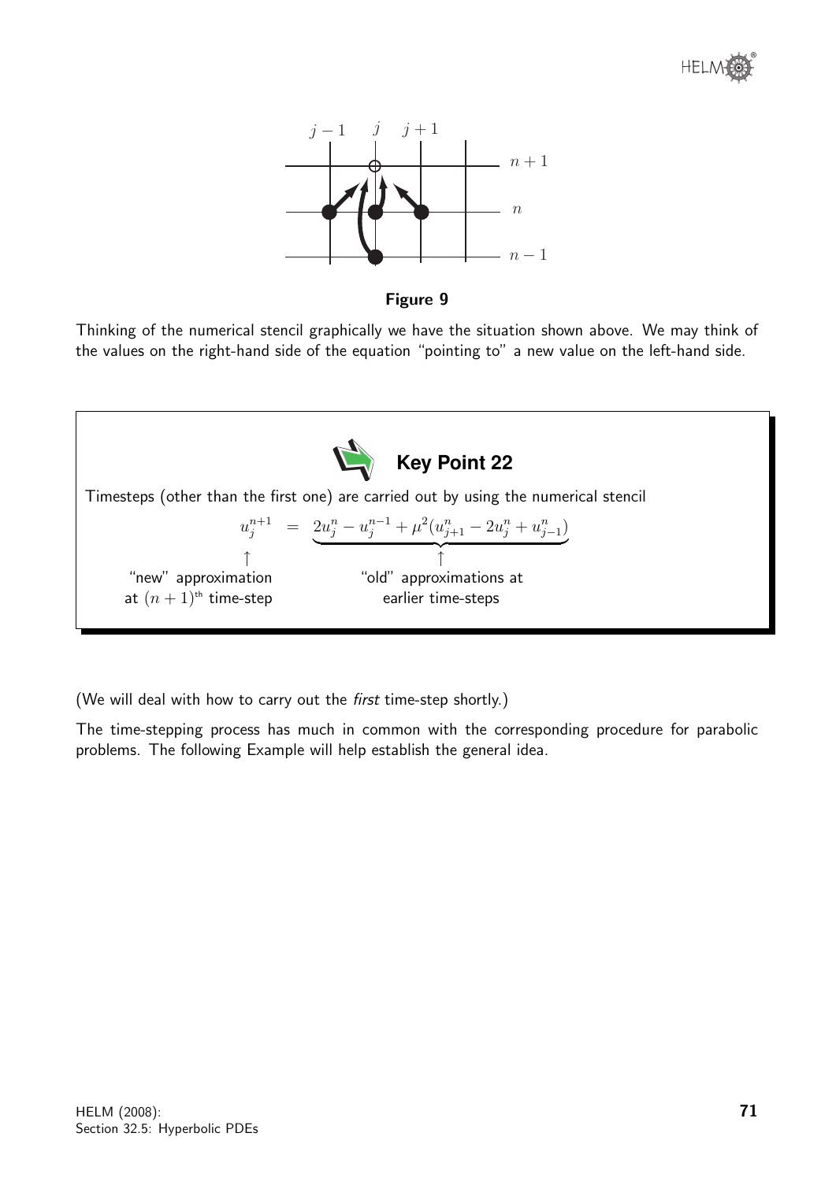**Figure 9**

Thinking of the numerical stencil graphically we have the situation shown above. We may think of the values on the right-hand side of the equation "pointing to" a new value on the left-hand side.

> **Key Point 22**
>
> Timesteps (other than the first one) are carried out by using the numerical stencil
>
> $$\underbrace{u_j^{n+1}}_{\substack{\uparrow \\ \text{"new" approximation} \\ \text{at } (n+1)^{\text{th}} \text{ time-step}}} = \underbrace{2u_j^n - u_j^{n-1} + \mu^2(u_{j+1}^n - 2u_j^n + u_{j-1}^n)}_{\substack{\uparrow \\ \text{"old" approximations at} \\ \text{earlier time-steps}}}$$

(We will deal with how to carry out the *first* time-step shortly.)

The time-stepping process has much in common with the corresponding procedure for parabolic problems. The following Example will help establish the general idea.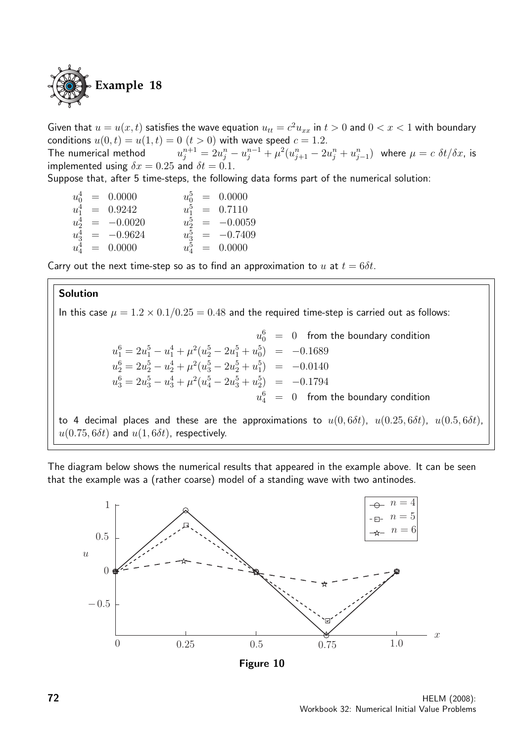## Example 18

Given that $u = u(x,t)$ satisfies the wave equation $u_{tt} = c^2 u_{xx}$ in $t > 0$ and $0 < x < 1$ with boundary conditions $u(0,t) = u(1,t) = 0$ $(t > 0)$ with wave speed $c = 1.2$.

The numerical method $\quad u_j^{n+1} = 2u_j^n - u_j^{n-1} + \mu^2(u_{j+1}^n - 2u_j^n + u_{j-1}^n)$ where $\mu = c\ \delta t/\delta x$, is implemented using $\delta x = 0.25$ and $\delta t = 0.1$.

Suppose that, after 5 time-steps, the following data forms part of the numerical solution:

$$
\begin{array}{lll}
u_0^4 = 0.0000 & \qquad & u_0^5 = 0.0000 \\
u_1^4 = 0.9242 & \qquad & u_1^5 = 0.7110 \\
u_2^4 = -0.0020 & \qquad & u_2^5 = -0.0059 \\
u_3^4 = -0.9624 & \qquad & u_3^5 = -0.7409 \\
u_4^4 = 0.0000 & \qquad & u_4^5 = 0.0000
\end{array}
$$

Carry out the next time-step so as to find an approximation to $u$ at $t = 6\delta t$.

**Solution**

In this case $\mu = 1.2 \times 0.1/0.25 = 0.48$ and the required time-step is carried out as follows:

$$
\begin{aligned}
u_0^6 &= 0 \quad \text{from the boundary condition} \\
u_1^6 = 2u_1^5 - u_1^4 + \mu^2(u_2^5 - 2u_1^5 + u_0^5) &= -0.1689 \\
u_2^6 = 2u_2^5 - u_2^4 + \mu^2(u_3^5 - 2u_2^5 + u_1^5) &= -0.0140 \\
u_3^6 = 2u_3^5 - u_3^4 + \mu^2(u_4^5 - 2u_3^5 + u_2^5) &= -0.1794 \\
u_4^6 &= 0 \quad \text{from the boundary condition}
\end{aligned}
$$

to 4 decimal places and these are the approximations to $u(0, 6\delta t)$, $u(0.25, 6\delta t)$, $u(0.5, 6\delta t)$, $u(0.75, 6\delta t)$ and $u(1, 6\delta t)$, respectively.

The diagram below shows the numerical results that appeared in the example above. It can be seen that the example was a (rather coarse) model of a standing wave with two antinodes.

**Figure 10**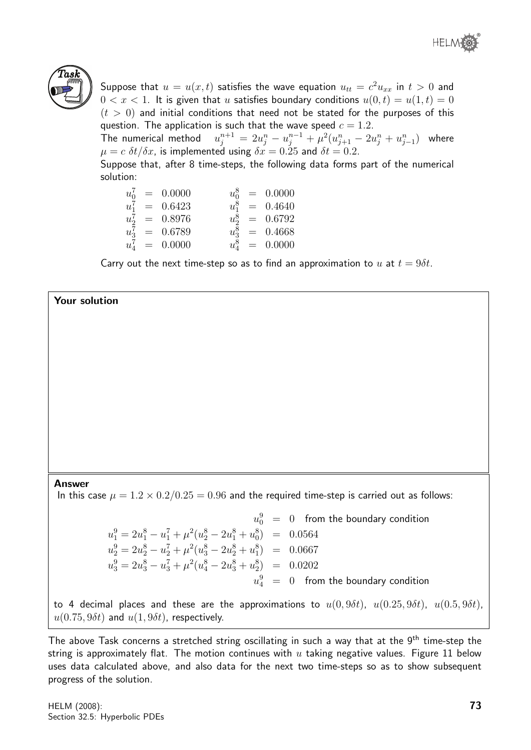**Task**

Suppose that $u = u(x,t)$ satisfies the wave equation $u_{tt} = c^2 u_{xx}$ in $t > 0$ and $0 < x < 1$. It is given that $u$ satisfies boundary conditions $u(0,t) = u(1,t) = 0$ $(t > 0)$ and initial conditions that need not be stated for the purposes of this question. The application is such that the wave speed $c = 1.2$.

The numerical method $\quad u_j^{n+1} = 2u_j^n - u_j^{n-1} + \mu^2(u_{j+1}^n - 2u_j^n + u_{j-1}^n)$ where $\mu = c\,\delta t/\delta x$, is implemented using $\delta x = 0.25$ and $\delta t = 0.2$.

Suppose that, after 8 time-steps, the following data forms part of the numerical solution:

$$
\begin{array}{lll}
u_0^7 = 0.0000 & \qquad & u_0^8 = 0.0000 \\
u_1^7 = 0.6423 & \qquad & u_1^8 = 0.4640 \\
u_2^7 = 0.8976 & \qquad & u_2^8 = 0.6792 \\
u_3^7 = 0.6789 & \qquad & u_3^8 = 0.4668 \\
u_4^7 = 0.0000 & \qquad & u_4^8 = 0.0000
\end{array}
$$

Carry out the next time-step so as to find an approximation to $u$ at $t = 9\delta t$.

**Your solution**

**Answer**

In this case $\mu = 1.2 \times 0.2/0.25 = 0.96$ and the required time-step is carried out as follows:

$$
\begin{array}{rcl}
u_0^9 & = & 0 \quad \text{from the boundary condition} \\
u_1^9 = 2u_1^8 - u_1^7 + \mu^2(u_2^8 - 2u_1^8 + u_0^8) & = & 0.0564 \\
u_2^9 = 2u_2^8 - u_2^7 + \mu^2(u_3^8 - 2u_2^8 + u_1^8) & = & 0.0667 \\
u_3^9 = 2u_3^8 - u_3^7 + \mu^2(u_4^8 - 2u_3^8 + u_2^8) & = & 0.0202 \\
u_4^9 & = & 0 \quad \text{from the boundary condition}
\end{array}
$$

to 4 decimal places and these are the approximations to $u(0, 9\delta t)$, $u(0.25, 9\delta t)$, $u(0.5, 9\delta t)$, $u(0.75, 9\delta t)$ and $u(1, 9\delta t)$, respectively.

The above Task concerns a stretched string oscillating in such a way that at the 9th time-step the string is approximately flat. The motion continues with $u$ taking negative values. Figure 11 below uses data calculated above, and also data for the next two time-steps so as to show subsequent progress of the solution.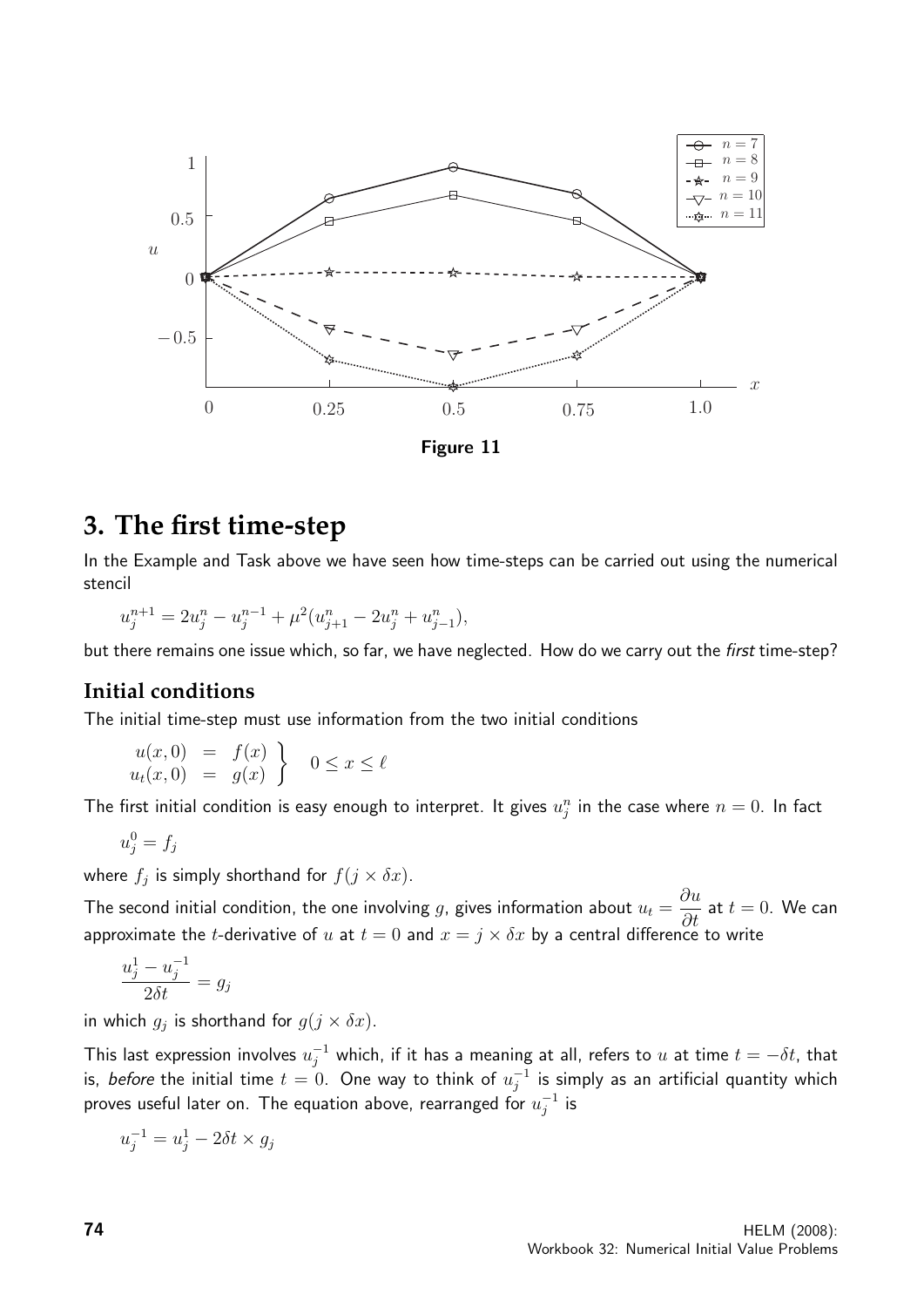Figure 11

## 3. The first time-step

In the Example and Task above we have seen how time-steps can be carried out using the numerical stencil

$$u_j^{n+1} = 2u_j^n - u_j^{n-1} + \mu^2(u_{j+1}^n - 2u_j^n + u_{j-1}^n),$$

but there remains one issue which, so far, we have neglected. How do we carry out the *first* time-step?

### Initial conditions

The initial time-step must use information from the two initial conditions

$$\left.\begin{array}{rcl} u(x,0) & = & f(x) \\ u_t(x,0) & = & g(x) \end{array}\right\} \quad 0 \leq x \leq \ell$$

The first initial condition is easy enough to interpret. It gives $u_j^n$ in the case where $n = 0$. In fact

$$u_j^0 = f_j$$

where $f_j$ is simply shorthand for $f(j \times \delta x)$.

The second initial condition, the one involving $g$, gives information about $u_t = \dfrac{\partial u}{\partial t}$ at $t = 0$. We can approximate the $t$-derivative of $u$ at $t = 0$ and $x = j \times \delta x$ by a central difference to write

$$\frac{u_j^1 - u_j^{-1}}{2\delta t} = g_j$$

in which $g_j$ is shorthand for $g(j \times \delta x)$.

This last expression involves $u_j^{-1}$ which, if it has a meaning at all, refers to $u$ at time $t = -\delta t$, that is, *before* the initial time $t = 0$. One way to think of $u_j^{-1}$ is simply as an artificial quantity which proves useful later on. The equation above, rearranged for $u_j^{-1}$ is

$$u_j^{-1} = u_j^1 - 2\delta t \times g_j$$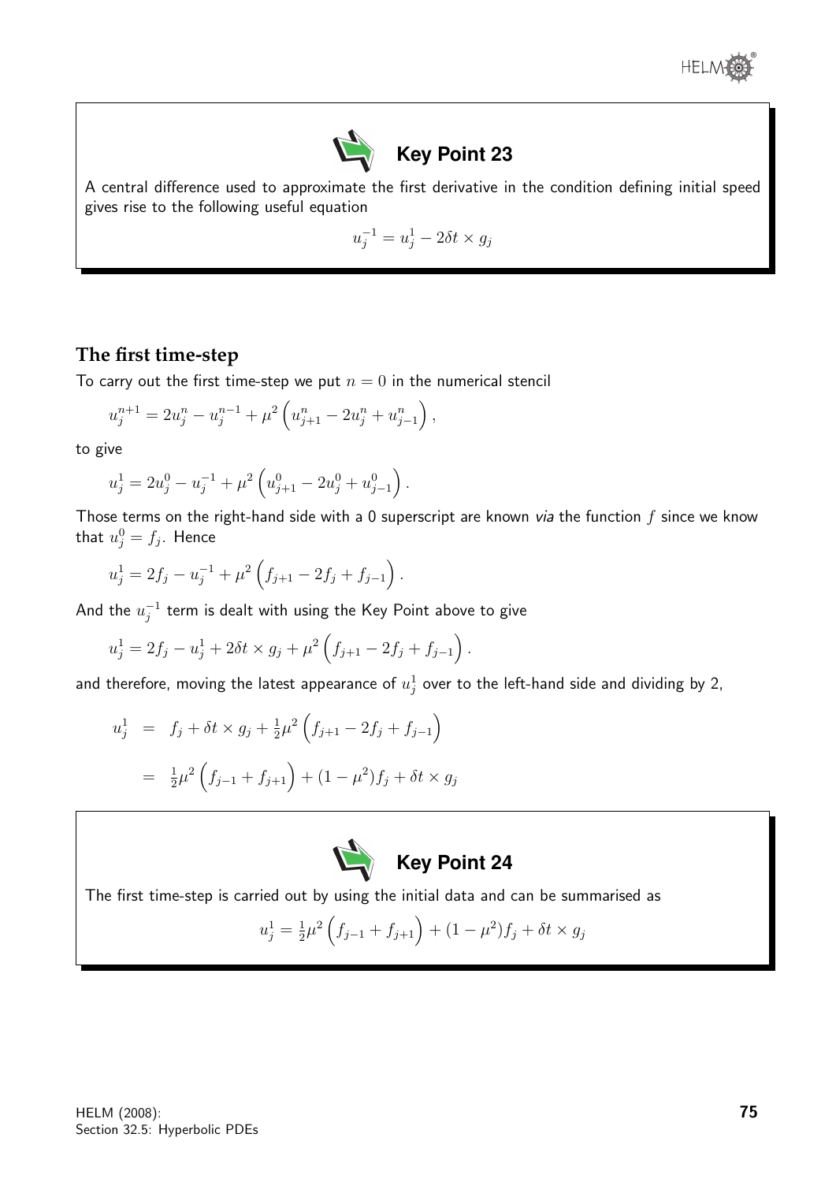**Key Point 23**

A central difference used to approximate the first derivative in the condition defining initial speed gives rise to the following useful equation

$$u_j^{-1} = u_j^1 - 2\delta t \times g_j$$

## The first time-step

To carry out the first time-step we put $n = 0$ in the numerical stencil

$$u_j^{n+1} = 2u_j^n - u_j^{n-1} + \mu^2 \left( u_{j+1}^n - 2u_j^n + u_{j-1}^n \right),$$

to give

$$u_j^1 = 2u_j^0 - u_j^{-1} + \mu^2 \left( u_{j+1}^0 - 2u_j^0 + u_{j-1}^0 \right).$$

Those terms on the right-hand side with a 0 superscript are known *via* the function $f$ since we know that $u_j^0 = f_j$. Hence

$$u_j^1 = 2f_j - u_j^{-1} + \mu^2 \left( f_{j+1} - 2f_j + f_{j-1} \right).$$

And the $u_j^{-1}$ term is dealt with using the Key Point above to give

$$u_j^1 = 2f_j - u_j^1 + 2\delta t \times g_j + \mu^2 \left( f_{j+1} - 2f_j + f_{j-1} \right).$$

and therefore, moving the latest appearance of $u_j^1$ over to the left-hand side and dividing by 2,

$$\begin{aligned} u_j^1 &= f_j + \delta t \times g_j + \tfrac{1}{2}\mu^2 \left( f_{j+1} - 2f_j + f_{j-1} \right) \\ &= \tfrac{1}{2}\mu^2 \left( f_{j-1} + f_{j+1} \right) + (1 - \mu^2) f_j + \delta t \times g_j \end{aligned}$$

**Key Point 24**

The first time-step is carried out by using the initial data and can be summarised as

$$u_j^1 = \tfrac{1}{2}\mu^2 \left( f_{j-1} + f_{j+1} \right) + (1 - \mu^2) f_j + \delta t \times g_j$$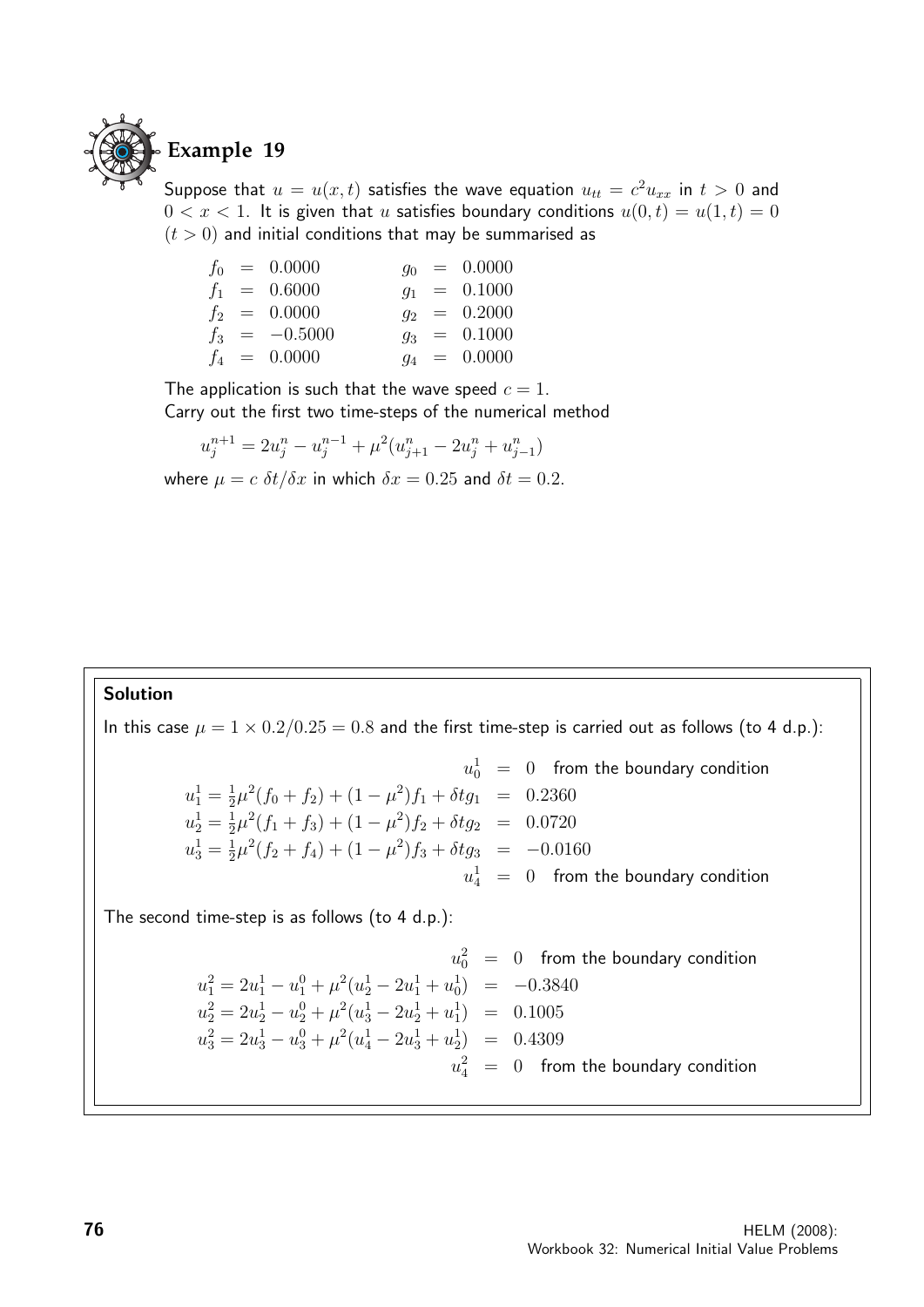## Example 19

Suppose that $u = u(x,t)$ satisfies the wave equation $u_{tt} = c^2 u_{xx}$ in $t > 0$ and $0 < x < 1$. It is given that $u$ satisfies boundary conditions $u(0,t) = u(1,t) = 0$ $(t > 0)$ and initial conditions that may be summarised as

$$
\begin{array}{lll}
f_0 = 0.0000 & \quad & g_0 = 0.0000 \\
f_1 = 0.6000 & \quad & g_1 = 0.1000 \\
f_2 = 0.0000 & \quad & g_2 = 0.2000 \\
f_3 = -0.5000 & \quad & g_3 = 0.1000 \\
f_4 = 0.0000 & \quad & g_4 = 0.0000
\end{array}
$$

The application is such that the wave speed $c = 1$.
Carry out the first two time-steps of the numerical method

$$u_j^{n+1} = 2u_j^n - u_j^{n-1} + \mu^2(u_{j+1}^n - 2u_j^n + u_{j-1}^n)$$

where $\mu = c\ \delta t/\delta x$ in which $\delta x = 0.25$ and $\delta t = 0.2$.

### Solution

In this case $\mu = 1 \times 0.2/0.25 = 0.8$ and the first time-step is carried out as follows (to 4 d.p.):

$$
\begin{aligned}
u_0^1 &= 0 \quad \text{from the boundary condition} \\
u_1^1 = \tfrac{1}{2}\mu^2(f_0 + f_2) + (1-\mu^2)f_1 + \delta t g_1 &= 0.2360 \\
u_2^1 = \tfrac{1}{2}\mu^2(f_1 + f_3) + (1-\mu^2)f_2 + \delta t g_2 &= 0.0720 \\
u_3^1 = \tfrac{1}{2}\mu^2(f_2 + f_4) + (1-\mu^2)f_3 + \delta t g_3 &= -0.0160 \\
u_4^1 &= 0 \quad \text{from the boundary condition}
\end{aligned}
$$

The second time-step is as follows (to 4 d.p.):

$$
\begin{aligned}
u_0^2 &= 0 \quad \text{from the boundary condition} \\
u_1^2 = 2u_1^1 - u_1^0 + \mu^2(u_2^1 - 2u_1^1 + u_0^1) &= -0.3840 \\
u_2^2 = 2u_2^1 - u_2^0 + \mu^2(u_3^1 - 2u_2^1 + u_1^1) &= 0.1005 \\
u_3^2 = 2u_3^1 - u_3^0 + \mu^2(u_4^1 - 2u_3^1 + u_2^1) &= 0.4309 \\
u_4^2 &= 0 \quad \text{from the boundary condition}
\end{aligned}
$$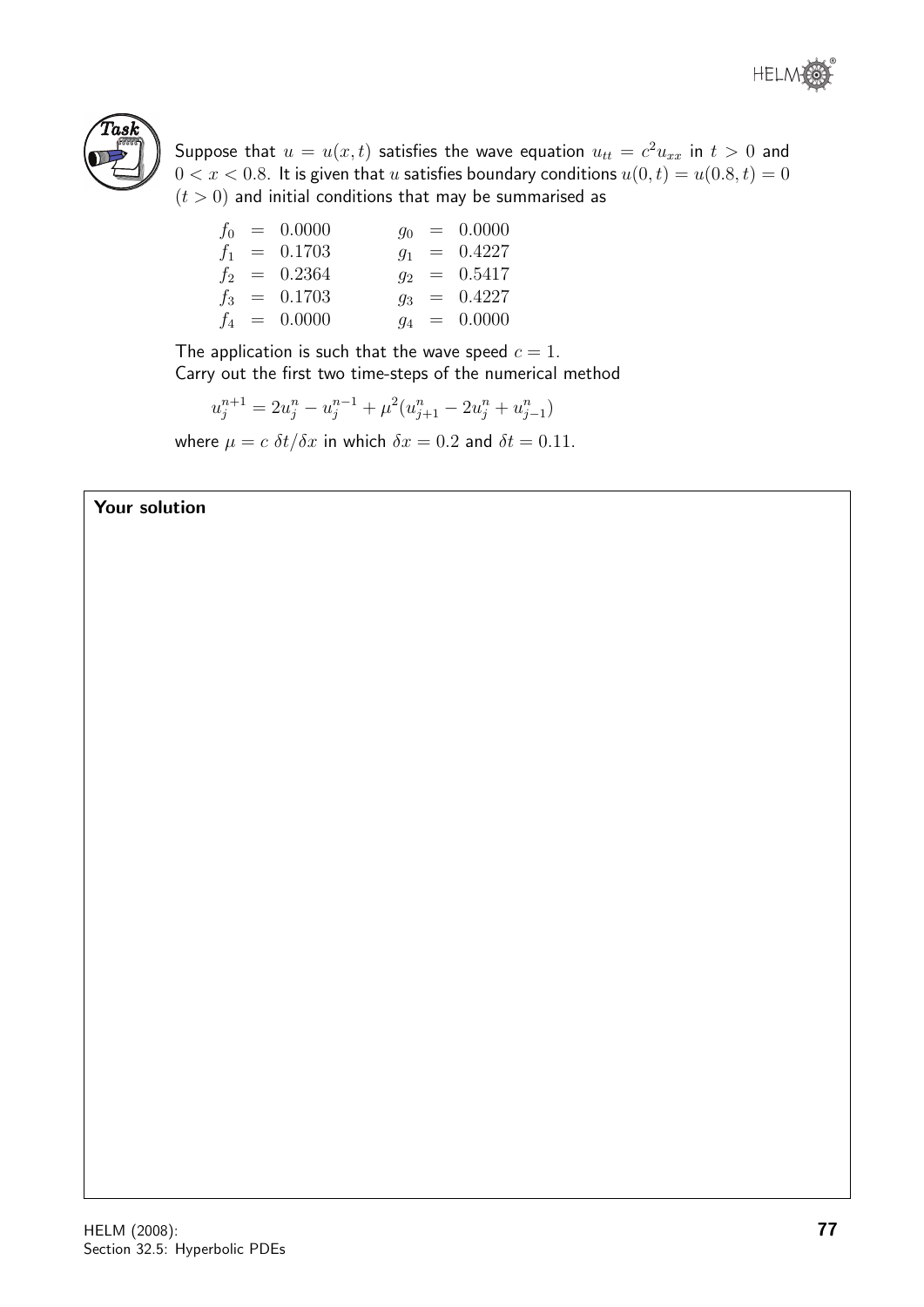**Task**

Suppose that $u = u(x,t)$ satisfies the wave equation $u_{tt} = c^2 u_{xx}$ in $t > 0$ and $0 < x < 0.8$. It is given that $u$ satisfies boundary conditions $u(0,t) = u(0.8,t) = 0$ $(t > 0)$ and initial conditions that may be summarised as

$$
\begin{array}{lll}
f_0 = 0.0000 & \quad & g_0 = 0.0000 \\
f_1 = 0.1703 & \quad & g_1 = 0.4227 \\
f_2 = 0.2364 & \quad & g_2 = 0.5417 \\
f_3 = 0.1703 & \quad & g_3 = 0.4227 \\
f_4 = 0.0000 & \quad & g_4 = 0.0000
\end{array}
$$

The application is such that the wave speed $c = 1$.
Carry out the first two time-steps of the numerical method

$$u_j^{n+1} = 2u_j^n - u_j^{n-1} + \mu^2(u_{j+1}^n - 2u_j^n + u_{j-1}^n)$$

where $\mu = c\,\delta t/\delta x$ in which $\delta x = 0.2$ and $\delta t = 0.11$.

**Your solution**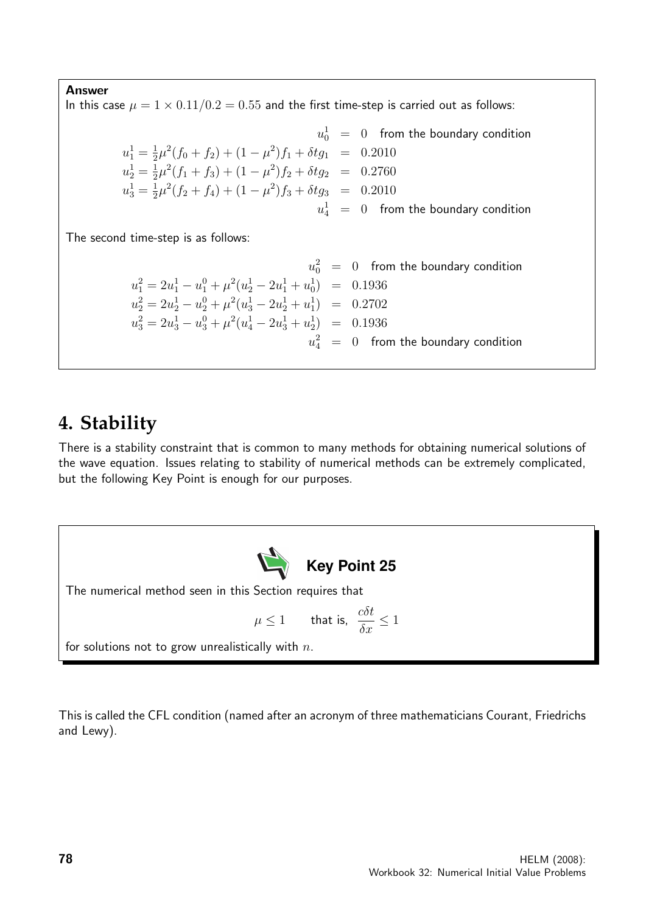**Answer**

In this case $\mu = 1 \times 0.11/0.2 = 0.55$ and the first time-step is carried out as follows:

$$
\begin{aligned}
u_0^1 &= 0 \quad \text{from the boundary condition} \\
u_1^1 = \tfrac{1}{2}\mu^2(f_0 + f_2) + (1-\mu^2)f_1 + \delta t g_1 &= 0.2010 \\
u_2^1 = \tfrac{1}{2}\mu^2(f_1 + f_3) + (1-\mu^2)f_2 + \delta t g_2 &= 0.2760 \\
u_3^1 = \tfrac{1}{2}\mu^2(f_2 + f_4) + (1-\mu^2)f_3 + \delta t g_3 &= 0.2010 \\
u_4^1 &= 0 \quad \text{from the boundary condition}
\end{aligned}
$$

The second time-step is as follows:

$$
\begin{aligned}
u_0^2 &= 0 \quad \text{from the boundary condition} \\
u_1^2 = 2u_1^1 - u_1^0 + \mu^2(u_2^1 - 2u_1^1 + u_0^1) &= 0.1936 \\
u_2^2 = 2u_2^1 - u_2^0 + \mu^2(u_3^1 - 2u_2^1 + u_1^1) &= 0.2702 \\
u_3^2 = 2u_3^1 - u_3^0 + \mu^2(u_4^1 - 2u_3^1 + u_2^1) &= 0.1936 \\
u_4^2 &= 0 \quad \text{from the boundary condition}
\end{aligned}
$$

## 4. Stability

There is a stability constraint that is common to many methods for obtaining numerical solutions of the wave equation. Issues relating to stability of numerical methods can be extremely complicated, but the following Key Point is enough for our purposes.

**Key Point 25**

The numerical method seen in this Section requires that

$$\mu \leq 1 \qquad \text{that is, } \frac{c\delta t}{\delta x} \leq 1$$

for solutions not to grow unrealistically with $n$.

This is called the CFL condition (named after an acronym of three mathematicians Courant, Friedrichs and Lewy).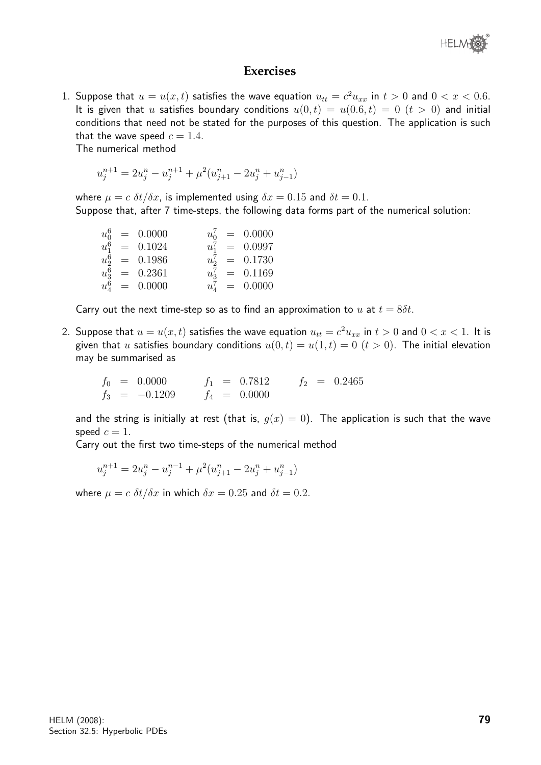## Exercises

1. Suppose that $u = u(x,t)$ satisfies the wave equation $u_{tt} = c^2 u_{xx}$ in $t > 0$ and $0 < x < 0.6$. It is given that $u$ satisfies boundary conditions $u(0,t) = u(0.6,t) = 0$ $(t > 0)$ and initial conditions that need not be stated for the purposes of this question. The application is such that the wave speed $c = 1.4$.

   The numerical method

   $$u_j^{n+1} = 2u_j^n - u_j^{n+1} + \mu^2(u_{j+1}^n - 2u_j^n + u_{j-1}^n)$$

   where $\mu = c\ \delta t/\delta x$, is implemented using $\delta x = 0.15$ and $\delta t = 0.1$.

   Suppose that, after 7 time-steps, the following data forms part of the numerical solution:

   $$\begin{array}{lcl} u_0^6 & = & 0.0000 \\ u_1^6 & = & 0.1024 \\ u_2^6 & = & 0.1986 \\ u_3^6 & = & 0.2361 \\ u_4^6 & = & 0.0000 \end{array} \qquad \begin{array}{lcl} u_0^7 & = & 0.0000 \\ u_1^7 & = & 0.0997 \\ u_2^7 & = & 0.1730 \\ u_3^7 & = & 0.1169 \\ u_4^7 & = & 0.0000 \end{array}$$

   Carry out the next time-step so as to find an approximation to $u$ at $t = 8\delta t$.

2. Suppose that $u = u(x,t)$ satisfies the wave equation $u_{tt} = c^2 u_{xx}$ in $t > 0$ and $0 < x < 1$. It is given that $u$ satisfies boundary conditions $u(0,t) = u(1,t) = 0$ $(t > 0)$. The initial elevation may be summarised as

   $$\begin{array}{lclclclclcl} f_0 & = & 0.0000 & \qquad f_1 & = & 0.7812 & \qquad f_2 & = & 0.2465 \\ f_3 & = & -0.1209 & \qquad f_4 & = & 0.0000 & & & \end{array}$$

   and the string is initially at rest (that is, $g(x) = 0$). The application is such that the wave speed $c = 1$.

   Carry out the first two time-steps of the numerical method

   $$u_j^{n+1} = 2u_j^n - u_j^{n-1} + \mu^2(u_{j+1}^n - 2u_j^n + u_{j-1}^n)$$

   where $\mu = c\ \delta t/\delta x$ in which $\delta x = 0.25$ and $\delta t = 0.2$.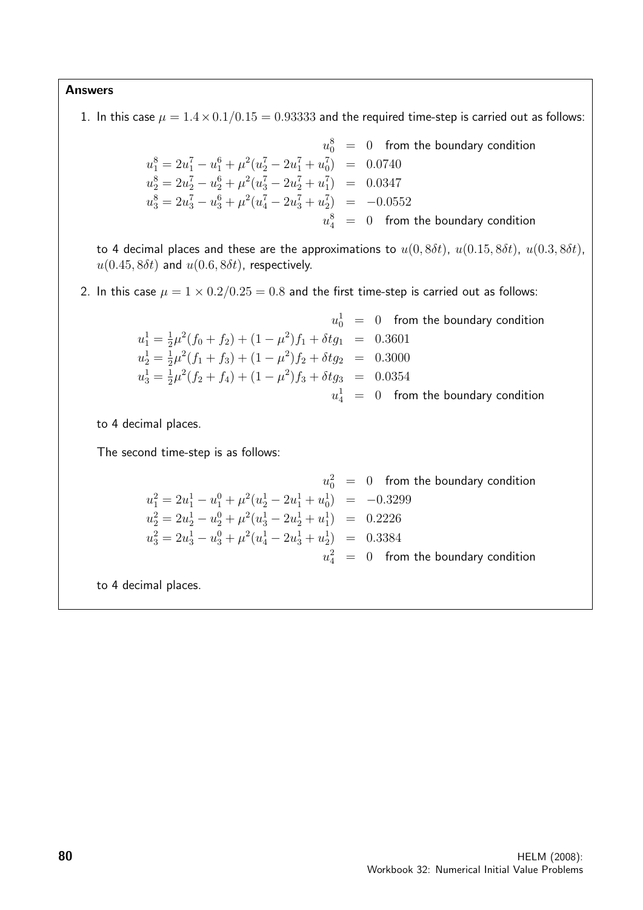## Answers

1. In this case $\mu = 1.4 \times 0.1/0.15 = 0.93333$ and the required time-step is carried out as follows:

$$
\begin{aligned}
u_0^8 &= 0 \quad \text{from the boundary condition} \\
u_1^8 = 2u_1^7 - u_1^6 + \mu^2(u_2^7 - 2u_1^7 + u_0^7) &= 0.0740 \\
u_2^8 = 2u_2^7 - u_2^6 + \mu^2(u_3^7 - 2u_2^7 + u_1^7) &= 0.0347 \\
u_3^8 = 2u_3^7 - u_3^6 + \mu^2(u_4^7 - 2u_3^7 + u_2^7) &= -0.0552 \\
u_4^8 &= 0 \quad \text{from the boundary condition}
\end{aligned}
$$

to 4 decimal places and these are the approximations to $u(0, 8\delta t)$, $u(0.15, 8\delta t)$, $u(0.3, 8\delta t)$, $u(0.45, 8\delta t)$ and $u(0.6, 8\delta t)$, respectively.

2. In this case $\mu = 1 \times 0.2/0.25 = 0.8$ and the first time-step is carried out as follows:

$$
\begin{aligned}
u_0^1 &= 0 \quad \text{from the boundary condition} \\
u_1^1 = \tfrac{1}{2}\mu^2(f_0 + f_2) + (1 - \mu^2)f_1 + \delta t g_1 &= 0.3601 \\
u_2^1 = \tfrac{1}{2}\mu^2(f_1 + f_3) + (1 - \mu^2)f_2 + \delta t g_2 &= 0.3000 \\
u_3^1 = \tfrac{1}{2}\mu^2(f_2 + f_4) + (1 - \mu^2)f_3 + \delta t g_3 &= 0.0354 \\
u_4^1 &= 0 \quad \text{from the boundary condition}
\end{aligned}
$$

to 4 decimal places.

The second time-step is as follows:

$$
\begin{aligned}
u_0^2 &= 0 \quad \text{from the boundary condition} \\
u_1^2 = 2u_1^1 - u_1^0 + \mu^2(u_2^1 - 2u_1^1 + u_0^1) &= -0.3299 \\
u_2^2 = 2u_2^1 - u_2^0 + \mu^2(u_3^1 - 2u_2^1 + u_1^1) &= 0.2226 \\
u_3^2 = 2u_3^1 - u_3^0 + \mu^2(u_4^1 - 2u_3^1 + u_2^1) &= 0.3384 \\
u_4^2 &= 0 \quad \text{from the boundary condition}
\end{aligned}
$$

to 4 decimal places.